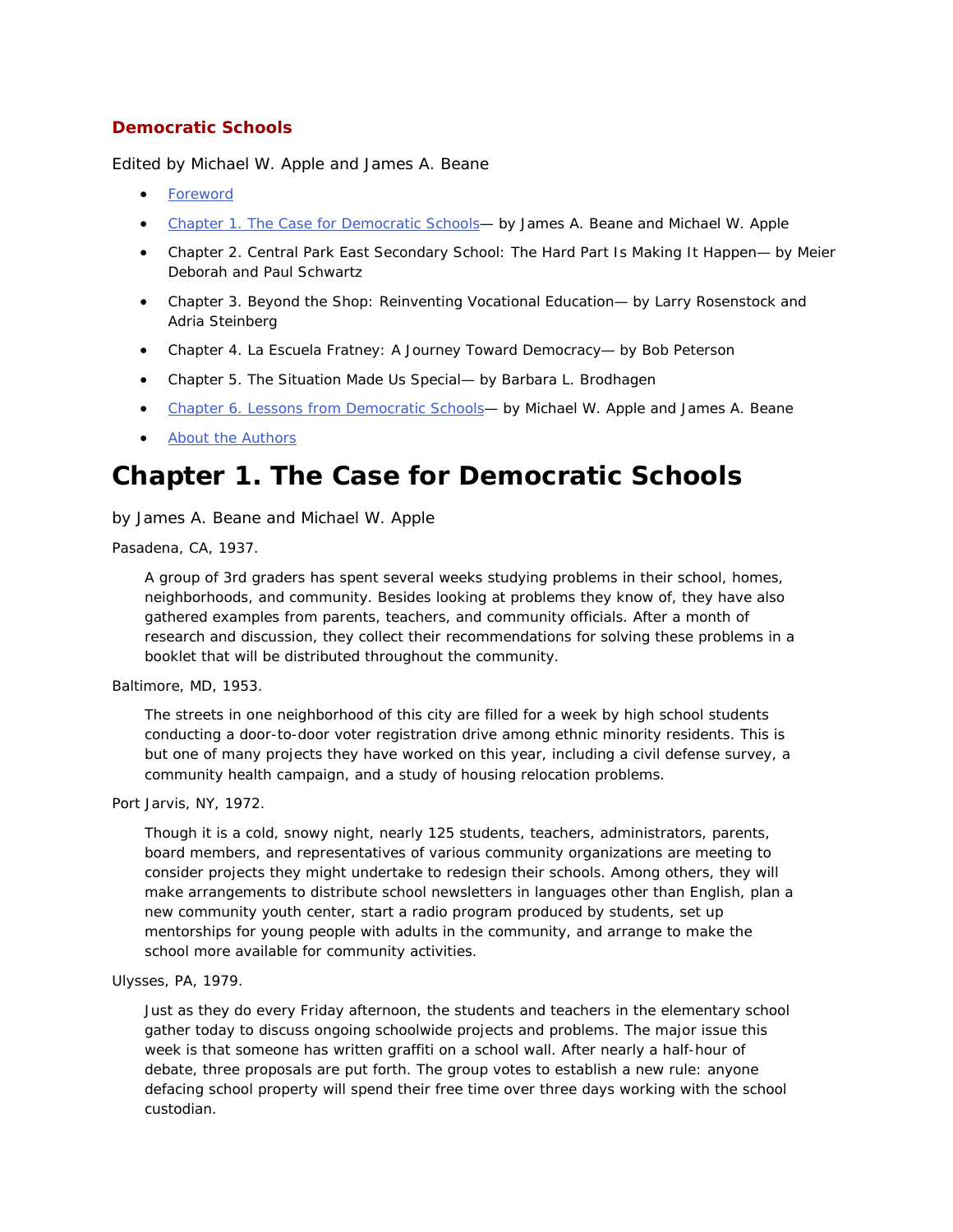**Democratic Schools**

Edited by Michael W. Apple and James A. Beane

- Foreword
- Chapter 1. The Case for Democratic Schools— by James A. Beane and Michael W. Apple
- Chapter 2. Central Park East Secondary School: The Hard Part Is Making It Happen— by Meier Deborah and Paul Schwartz
- Chapter 3. Beyond the Shop: Reinventing Vocational Education— by Larry Rosenstock and Adria Steinberg
- Chapter 4. La Escuela Fratney: A Journey Toward Democracy— by Bob Peterson
- Chapter 5. The Situation Made Us Special— by Barbara L. Brodhagen
- Chapter 6. Lessons from Democratic Schools— by Michael W. Apple and James A. Beane
- About the Authors

# Chapter 1. The Case for Democratic Schools

by James A. Beane and Michael W. Apple

Pasadena, CA, 1937.

> A group of 3rd graders has spent several weeks studying problems in their school, homes, neighborhoods, and community. Besides looking at problems they know of, they have also gathered examples from parents, teachers, and community officials. After a month of research and discussion, they collect their recommendations for solving these problems in a booklet that will be distributed throughout the community.

Baltimore, MD, 1953.

> The streets in one neighborhood of this city are filled for a week by high school students conducting a door-to-door voter registration drive among ethnic minority residents. This is but one of many projects they have worked on this year, including a civil defense survey, a community health campaign, and a study of housing relocation problems.

Port Jarvis, NY, 1972.

> Though it is a cold, snowy night, nearly 125 students, teachers, administrators, parents, board members, and representatives of various community organizations are meeting to consider projects they might undertake to redesign their schools. Among others, they will make arrangements to distribute school newsletters in languages other than English, plan a new community youth center, start a radio program produced by students, set up mentorships for young people with adults in the community, and arrange to make the school more available for community activities.

Ulysses, PA, 1979.

> Just as they do every Friday afternoon, the students and teachers in the elementary school gather today to discuss ongoing schoolwide projects and problems. The major issue this week is that someone has written graffiti on a school wall. After nearly a half-hour of debate, three proposals are put forth. The group votes to establish a new rule: anyone defacing school property will spend their free time over three days working with the school custodian.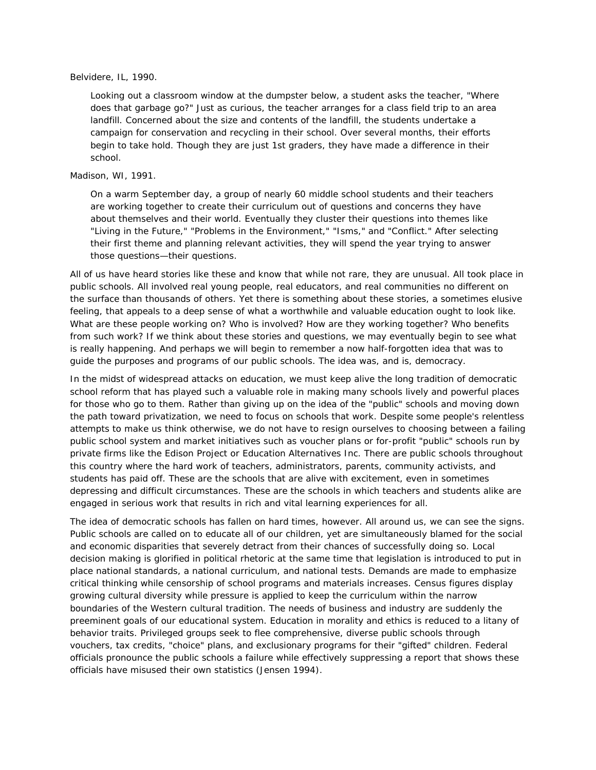Belvidere, IL, 1990.

> Looking out a classroom window at the dumpster below, a student asks the teacher, "Where does that garbage go?" Just as curious, the teacher arranges for a class field trip to an area landfill. Concerned about the size and contents of the landfill, the students undertake a campaign for conservation and recycling in their school. Over several months, their efforts begin to take hold. Though they are just 1st graders, they have made a difference in their school.

Madison, WI, 1991.

> On a warm September day, a group of nearly 60 middle school students and their teachers are working together to create their curriculum out of questions and concerns they have about themselves and their world. Eventually they cluster their questions into themes like "Living in the Future," "Problems in the Environment," "Isms," and "Conflict." After selecting their first theme and planning relevant activities, they will spend the year trying to answer those questions—their questions.

All of us have heard stories like these and know that while not rare, they are unusual. All took place in public schools. All involved real young people, real educators, and real communities no different on the surface than thousands of others. Yet there is something about these stories, a sometimes elusive feeling, that appeals to a deep sense of what a worthwhile and valuable education ought to look like. What are these people working on? Who is involved? How are they working together? Who benefits from such work? If we think about these stories and questions, we may eventually begin to see what is really happening. And perhaps we will begin to remember a now half-forgotten idea that was to guide the purposes and programs of our public schools. The idea was, and is, democracy.

In the midst of widespread attacks on education, we must keep alive the long tradition of democratic school reform that has played such a valuable role in making many schools lively and powerful places for those who go to them. Rather than giving up on the idea of the "public" schools and moving down the path toward privatization, we need to focus on schools that work. Despite some people's relentless attempts to make us think otherwise, we do not have to resign ourselves to choosing between a failing public school system and market initiatives such as voucher plans or for-profit "public" schools run by private firms like the Edison Project or Education Alternatives Inc. There are public schools throughout this country where the hard work of teachers, administrators, parents, community activists, and students has paid off. These are the schools that are alive with excitement, even in sometimes depressing and difficult circumstances. These are the schools in which teachers and students alike are engaged in serious work that results in rich and vital learning experiences for all.

The idea of democratic schools has fallen on hard times, however. All around us, we can see the signs. Public schools are called on to educate all of our children, yet are simultaneously blamed for the social and economic disparities that severely detract from their chances of successfully doing so. Local decision making is glorified in political rhetoric at the same time that legislation is introduced to put in place national standards, a national curriculum, and national tests. Demands are made to emphasize critical thinking while censorship of school programs and materials increases. Census figures display growing cultural diversity while pressure is applied to keep the curriculum within the narrow boundaries of the Western cultural tradition. The needs of business and industry are suddenly the preeminent goals of our educational system. Education in morality and ethics is reduced to a litany of behavior traits. Privileged groups seek to flee comprehensive, diverse public schools through vouchers, tax credits, "choice" plans, and exclusionary programs for their "gifted" children. Federal officials pronounce the public schools a failure while effectively suppressing a report that shows these officials have misused their own statistics (Jensen 1994).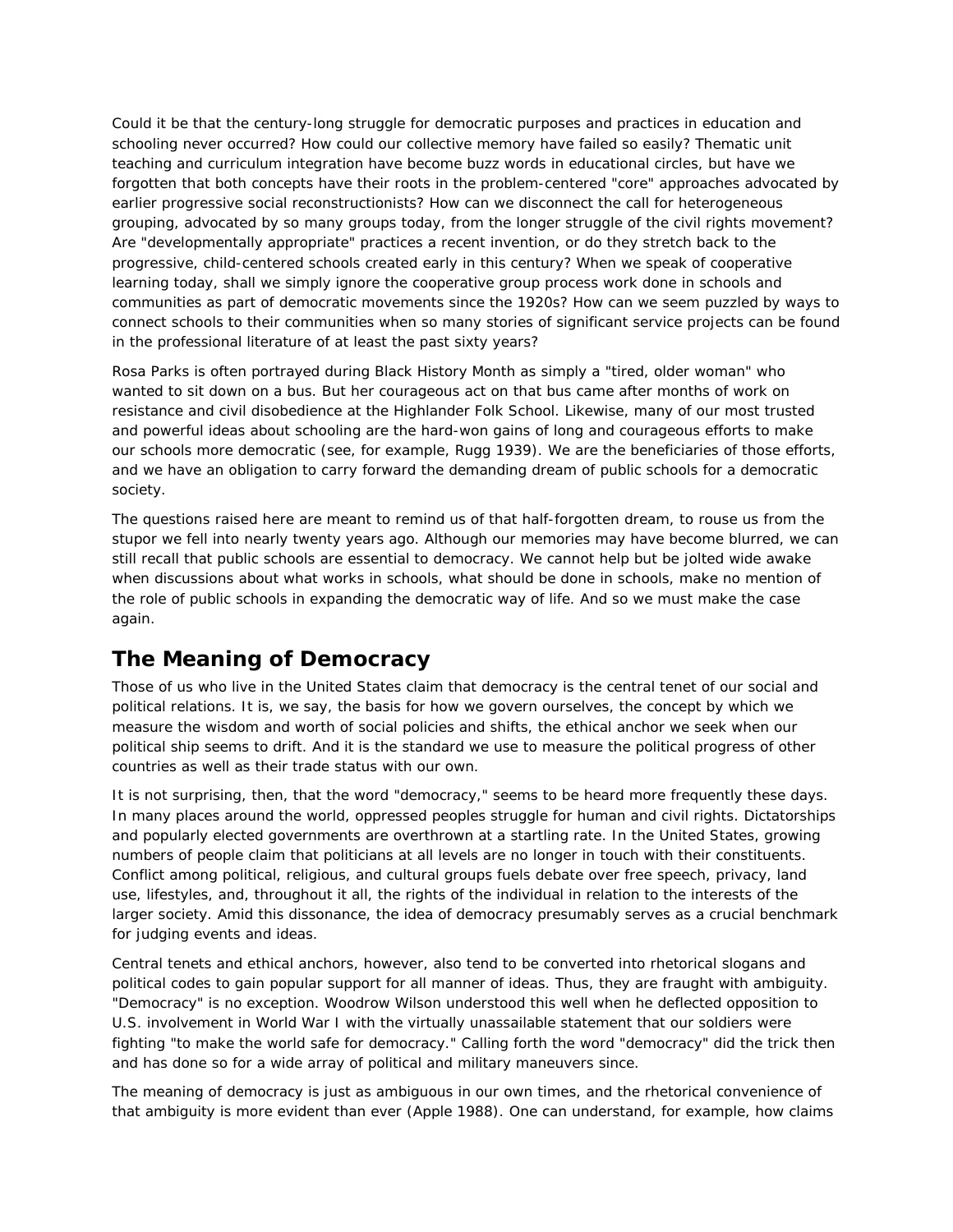Could it be that the century-long struggle for democratic purposes and practices in education and schooling never occurred? How could our collective memory have failed so easily? Thematic unit teaching and curriculum integration have become buzz words in educational circles, but have we forgotten that both concepts have their roots in the problem-centered "core" approaches advocated by earlier progressive social reconstructionists? How can we disconnect the call for heterogeneous grouping, advocated by so many groups today, from the longer struggle of the civil rights movement? Are "developmentally appropriate" practices a recent invention, or do they stretch back to the progressive, child-centered schools created early in this century? When we speak of cooperative learning today, shall we simply ignore the cooperative group process work done in schools and communities as part of democratic movements since the 1920s? How can we seem puzzled by ways to connect schools to their communities when so many stories of significant service projects can be found in the professional literature of at least the past sixty years?

Rosa Parks is often portrayed during Black History Month as simply a "tired, older woman" who wanted to sit down on a bus. But her courageous act on that bus came after months of work on resistance and civil disobedience at the Highlander Folk School. Likewise, many of our most trusted and powerful ideas about schooling are the hard-won gains of long and courageous efforts to make our schools more democratic (see, for example, Rugg 1939). We are the beneficiaries of those efforts, and we have an obligation to carry forward the demanding dream of public schools for a democratic society.

The questions raised here are meant to remind us of that half-forgotten dream, to rouse us from the stupor we fell into nearly twenty years ago. Although our memories may have become blurred, we can still recall that public schools are essential to democracy. We cannot help but be jolted wide awake when discussions about what works in schools, what should be done in schools, make no mention of the role of public schools in expanding the democratic way of life. And so we must make the case again.

## The Meaning of Democracy

Those of us who live in the United States claim that democracy is the central tenet of our social and political relations. It is, we say, the basis for how we govern ourselves, the concept by which we measure the wisdom and worth of social policies and shifts, the ethical anchor we seek when our political ship seems to drift. And it is the standard we use to measure the political progress of other countries as well as their trade status with our own.

It is not surprising, then, that the word "democracy," seems to be heard more frequently these days. In many places around the world, oppressed peoples struggle for human and civil rights. Dictatorships and popularly elected governments are overthrown at a startling rate. In the United States, growing numbers of people claim that politicians at all levels are no longer in touch with their constituents. Conflict among political, religious, and cultural groups fuels debate over free speech, privacy, land use, lifestyles, and, throughout it all, the rights of the individual in relation to the interests of the larger society. Amid this dissonance, the idea of democracy presumably serves as a crucial benchmark for judging events and ideas.

Central tenets and ethical anchors, however, also tend to be converted into rhetorical slogans and political codes to gain popular support for all manner of ideas. Thus, they are fraught with ambiguity. "Democracy" is no exception. Woodrow Wilson understood this well when he deflected opposition to U.S. involvement in World War I with the virtually unassailable statement that our soldiers were fighting "to make the world safe for democracy." Calling forth the word "democracy" did the trick then and has done so for a wide array of political and military maneuvers since.

The meaning of democracy is just as ambiguous in our own times, and the rhetorical convenience of that ambiguity is more evident than ever (Apple 1988). One can understand, for example, how claims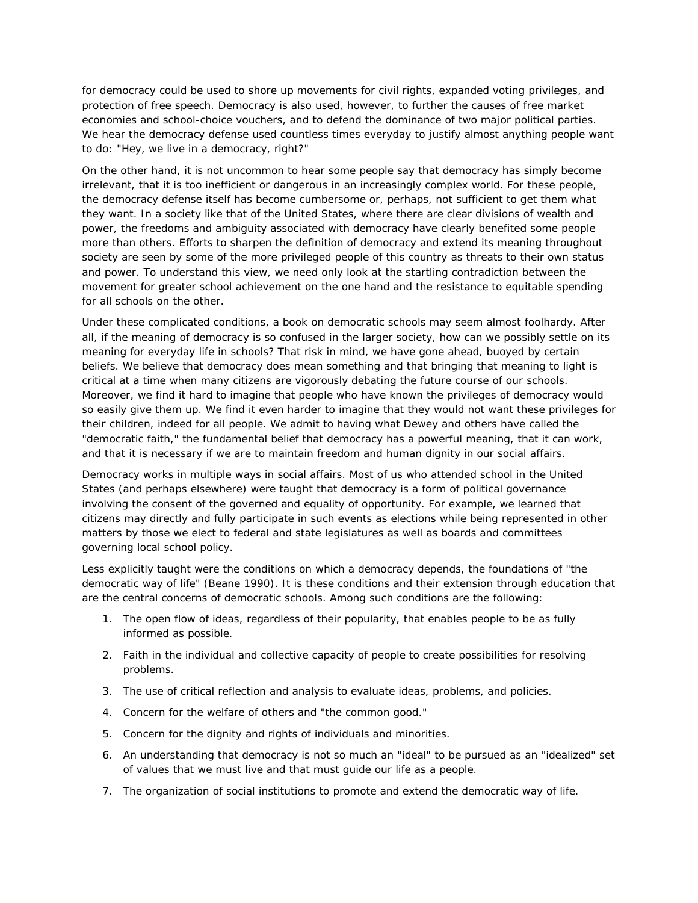for democracy could be used to shore up movements for civil rights, expanded voting privileges, and protection of free speech. Democracy is also used, however, to further the causes of free market economies and school-choice vouchers, and to defend the dominance of two major political parties. We hear the democracy defense used countless times everyday to justify almost anything people want to do: "Hey, we live in a democracy, right?"

On the other hand, it is not uncommon to hear some people say that democracy has simply become irrelevant, that it is too inefficient or dangerous in an increasingly complex world. For these people, the democracy defense itself has become cumbersome or, perhaps, not sufficient to get them what they want. In a society like that of the United States, where there are clear divisions of wealth and power, the freedoms and ambiguity associated with democracy have clearly benefited some people more than others. Efforts to sharpen the definition of democracy and extend its meaning throughout society are seen by some of the more privileged people of this country as threats to their own status and power. To understand this view, we need only look at the startling contradiction between the movement for greater school achievement on the one hand and the resistance to equitable spending for all schools on the other.

Under these complicated conditions, a book on democratic schools may seem almost foolhardy. After all, if the meaning of democracy is so confused in the larger society, how can we possibly settle on its meaning for everyday life in schools? That risk in mind, we have gone ahead, buoyed by certain beliefs. We believe that democracy does mean something and that bringing that meaning to light is critical at a time when many citizens are vigorously debating the future course of our schools. Moreover, we find it hard to imagine that people who have known the privileges of democracy would so easily give them up. We find it even harder to imagine that they would not want these privileges for their children, indeed for all people. We admit to having what Dewey and others have called the "democratic faith," the fundamental belief that democracy has a powerful meaning, that it can work, and that it is necessary if we are to maintain freedom and human dignity in our social affairs.

Democracy works in multiple ways in social affairs. Most of us who attended school in the United States (and perhaps elsewhere) were taught that democracy is a form of political governance involving the consent of the governed and equality of opportunity. For example, we learned that citizens may directly and fully participate in such events as elections while being represented in other matters by those we elect to federal and state legislatures as well as boards and committees governing local school policy.

Less explicitly taught were the conditions on which a democracy depends, the foundations of "the democratic way of life" (Beane 1990). It is these conditions and their extension through education that are the central concerns of democratic schools. Among such conditions are the following:

1. The open flow of ideas, regardless of their popularity, that enables people to be as fully informed as possible.
2. Faith in the individual and collective capacity of people to create possibilities for resolving problems.
3. The use of critical reflection and analysis to evaluate ideas, problems, and policies.
4. Concern for the welfare of others and "the common good."
5. Concern for the dignity and rights of individuals and minorities.
6. An understanding that democracy is not so much an "ideal" to be pursued as an "idealized" set of values that we must live and that must guide our life as a people.
7. The organization of social institutions to promote and extend the democratic way of life.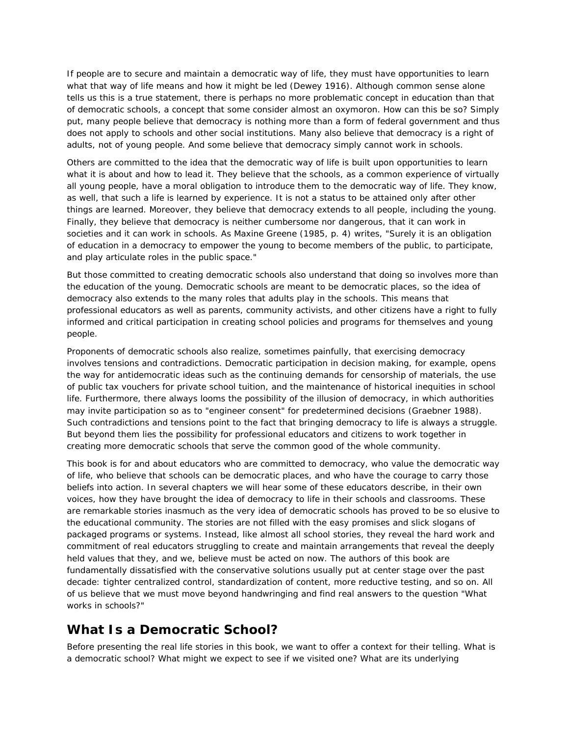If people are to secure and maintain a democratic way of life, they must have opportunities to learn what that way of life means and how it might be led (Dewey 1916). Although common sense alone tells us this is a true statement, there is perhaps no more problematic concept in education than that of democratic schools, a concept that some consider almost an oxymoron. How can this be so? Simply put, many people believe that democracy is nothing more than a form of federal government and thus does not apply to schools and other social institutions. Many also believe that democracy is a right of adults, not of young people. And some believe that democracy simply cannot work in schools.

Others are committed to the idea that the democratic way of life is built upon opportunities to learn what it is about and how to lead it. They believe that the schools, as a common experience of virtually all young people, have a moral obligation to introduce them to the democratic way of life. They know, as well, that such a life is learned by experience. It is not a status to be attained only after other things are learned. Moreover, they believe that democracy extends to all people, including the young. Finally, they believe that democracy is neither cumbersome nor dangerous, that it can work in societies and it can work in schools. As Maxine Greene (1985, p. 4) writes, "Surely it is an obligation of education in a democracy to empower the young to become members of the public, to participate, and play articulate roles in the public space."

But those committed to creating democratic schools also understand that doing so involves more than the education of the young. Democratic schools are meant to be democratic places, so the idea of democracy also extends to the many roles that adults play in the schools. This means that professional educators as well as parents, community activists, and other citizens have a right to fully informed and critical participation in creating school policies and programs for themselves and young people.

Proponents of democratic schools also realize, sometimes painfully, that exercising democracy involves tensions and contradictions. Democratic participation in decision making, for example, opens the way for antidemocratic ideas such as the continuing demands for censorship of materials, the use of public tax vouchers for private school tuition, and the maintenance of historical inequities in school life. Furthermore, there always looms the possibility of the illusion of democracy, in which authorities may invite participation so as to "engineer consent" for predetermined decisions (Graebner 1988). Such contradictions and tensions point to the fact that bringing democracy to life is always a struggle. But beyond them lies the possibility for professional educators and citizens to work together in creating more democratic schools that serve the common good of the whole community.

This book is for and about educators who are committed to democracy, who value the democratic way of life, who believe that schools can be democratic places, and who have the courage to carry those beliefs into action. In several chapters we will hear some of these educators describe, in their own voices, how they have brought the idea of democracy to life in their schools and classrooms. These are remarkable stories inasmuch as the very idea of democratic schools has proved to be so elusive to the educational community. The stories are not filled with the easy promises and slick slogans of packaged programs or systems. Instead, like almost all school stories, they reveal the hard work and commitment of real educators struggling to create and maintain arrangements that reveal the deeply held values that they, and we, believe must be acted on now. The authors of this book are fundamentally dissatisfied with the conservative solutions usually put at center stage over the past decade: tighter centralized control, standardization of content, more reductive testing, and so on. All of us believe that we must move beyond handwringing and find real answers to the question "What works in schools?"

## What Is a Democratic School?

Before presenting the real life stories in this book, we want to offer a context for their telling. What is a democratic school? What might we expect to see if we visited one? What are its underlying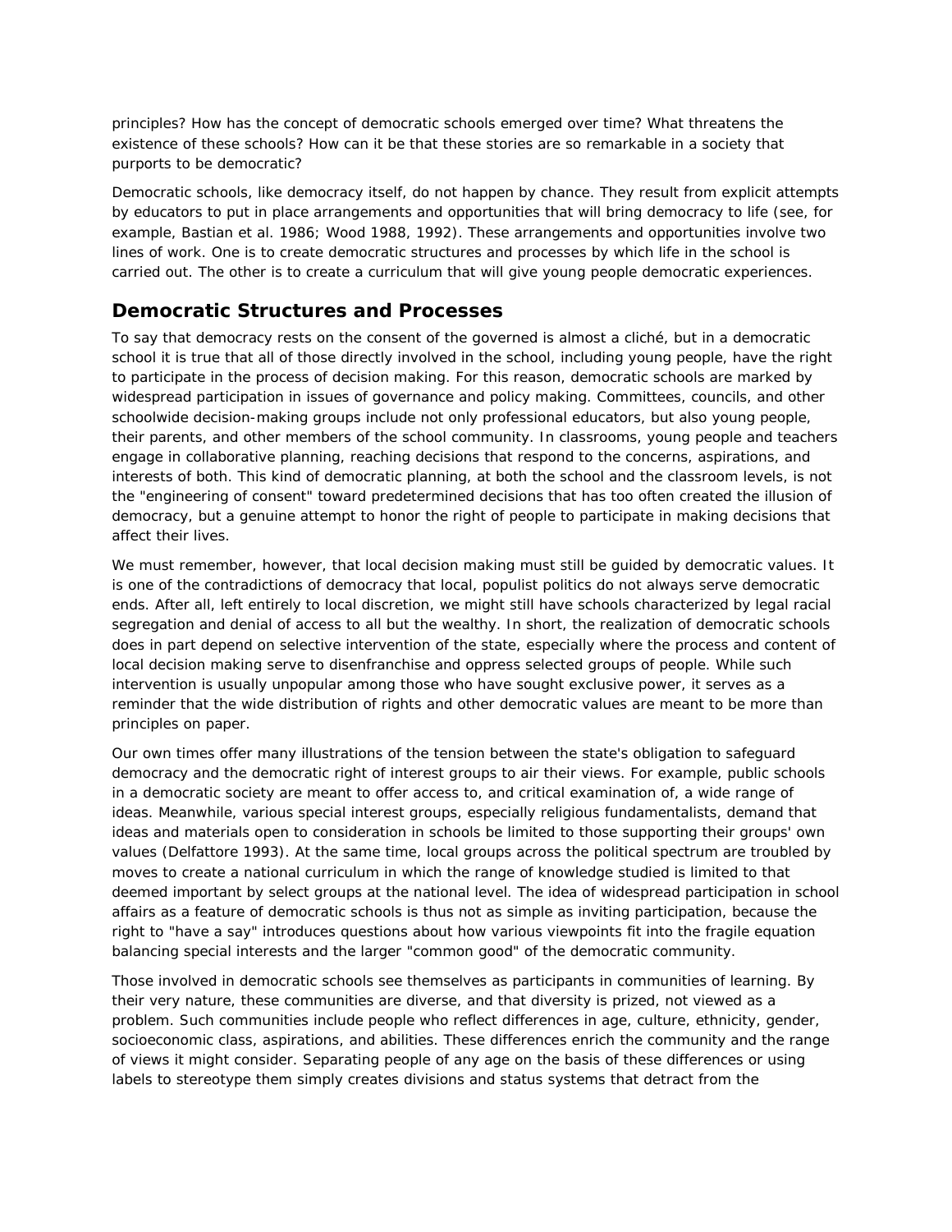principles? How has the concept of democratic schools emerged over time? What threatens the existence of these schools? How can it be that these stories are so remarkable in a society that purports to be democratic?

Democratic schools, like democracy itself, do not happen by chance. They result from explicit attempts by educators to put in place arrangements and opportunities that will bring democracy to life (see, for example, Bastian et al. 1986; Wood 1988, 1992). These arrangements and opportunities involve two lines of work. One is to create democratic structures and processes by which life in the school is carried out. The other is to create a curriculum that will give young people democratic experiences.

## Democratic Structures and Processes

To say that democracy rests on the consent of the governed is almost a cliché, but in a democratic school it is true that all of those directly involved in the school, including young people, have the right to participate in the process of decision making. For this reason, democratic schools are marked by widespread participation in issues of governance and policy making. Committees, councils, and other schoolwide decision-making groups include not only professional educators, but also young people, their parents, and other members of the school community. In classrooms, young people and teachers engage in collaborative planning, reaching decisions that respond to the concerns, aspirations, and interests of both. This kind of democratic planning, at both the school and the classroom levels, is not the "engineering of consent" toward predetermined decisions that has too often created the illusion of democracy, but a genuine attempt to honor the right of people to participate in making decisions that affect their lives.

We must remember, however, that local decision making must still be guided by democratic values. It is one of the contradictions of democracy that local, populist politics do not always serve democratic ends. After all, left entirely to local discretion, we might still have schools characterized by legal racial segregation and denial of access to all but the wealthy. In short, the realization of democratic schools does in part depend on selective intervention of the state, especially where the process and content of local decision making serve to disenfranchise and oppress selected groups of people. While such intervention is usually unpopular among those who have sought exclusive power, it serves as a reminder that the wide distribution of rights and other democratic values are meant to be more than principles on paper.

Our own times offer many illustrations of the tension between the state's obligation to safeguard democracy and the democratic right of interest groups to air their views. For example, public schools in a democratic society are meant to offer access to, and critical examination of, a wide range of ideas. Meanwhile, various special interest groups, especially religious fundamentalists, demand that ideas and materials open to consideration in schools be limited to those supporting their groups' own values (Delfattore 1993). At the same time, local groups across the political spectrum are troubled by moves to create a national curriculum in which the range of knowledge studied is limited to that deemed important by select groups at the national level. The idea of widespread participation in school affairs as a feature of democratic schools is thus not as simple as inviting participation, because the right to "have a say" introduces questions about how various viewpoints fit into the fragile equation balancing special interests and the larger "common good" of the democratic community.

Those involved in democratic schools see themselves as participants in communities of learning. By their very nature, these communities are diverse, and that diversity is prized, not viewed as a problem. Such communities include people who reflect differences in age, culture, ethnicity, gender, socioeconomic class, aspirations, and abilities. These differences enrich the community and the range of views it might consider. Separating people of any age on the basis of these differences or using labels to stereotype them simply creates divisions and status systems that detract from the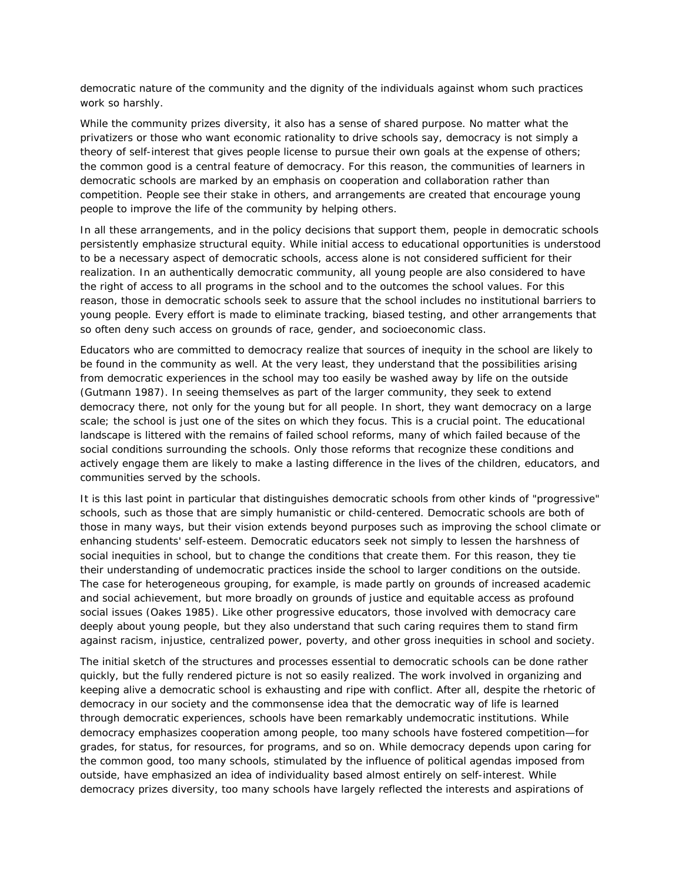democratic nature of the community and the dignity of the individuals against whom such practices work so harshly.

While the community prizes diversity, it also has a sense of shared purpose. No matter what the privatizers or those who want economic rationality to drive schools say, democracy is not simply a theory of self-interest that gives people license to pursue their own goals at the expense of others; the common good is a central feature of democracy. For this reason, the communities of learners in democratic schools are marked by an emphasis on cooperation and collaboration rather than competition. People see their stake in others, and arrangements are created that encourage young people to improve the life of the community by helping others.

In all these arrangements, and in the policy decisions that support them, people in democratic schools persistently emphasize structural equity. While initial access to educational opportunities is understood to be a necessary aspect of democratic schools, access alone is not considered sufficient for their realization. In an authentically democratic community, all young people are also considered to have the right of access to all programs in the school and to the outcomes the school values. For this reason, those in democratic schools seek to assure that the school includes no institutional barriers to young people. Every effort is made to eliminate tracking, biased testing, and other arrangements that so often deny such access on grounds of race, gender, and socioeconomic class.

Educators who are committed to democracy realize that sources of inequity in the school are likely to be found in the community as well. At the very least, they understand that the possibilities arising from democratic experiences in the school may too easily be washed away by life on the outside (Gutmann 1987). In seeing themselves as part of the larger community, they seek to extend democracy there, not only for the young but for all people. In short, they want democracy on a large scale; the school is just one of the sites on which they focus. This is a crucial point. The educational landscape is littered with the remains of failed school reforms, many of which failed because of the social conditions surrounding the schools. Only those reforms that recognize these conditions and actively engage them are likely to make a lasting difference in the lives of the children, educators, and communities served by the schools.

It is this last point in particular that distinguishes democratic schools from other kinds of "progressive" schools, such as those that are simply humanistic or child-centered. Democratic schools are both of those in many ways, but their vision extends beyond purposes such as improving the school climate or enhancing students' self-esteem. Democratic educators seek not simply to lessen the harshness of social inequities in school, but to change the conditions that create them. For this reason, they tie their understanding of undemocratic practices inside the school to larger conditions on the outside. The case for heterogeneous grouping, for example, is made partly on grounds of increased academic and social achievement, but more broadly on grounds of justice and equitable access as profound social issues (Oakes 1985). Like other progressive educators, those involved with democracy care deeply about young people, but they also understand that such caring requires them to stand firm against racism, injustice, centralized power, poverty, and other gross inequities in school and society.

The initial sketch of the structures and processes essential to democratic schools can be done rather quickly, but the fully rendered picture is not so easily realized. The work involved in organizing and keeping alive a democratic school is exhausting and ripe with conflict. After all, despite the rhetoric of democracy in our society and the commonsense idea that the democratic way of life is learned through democratic experiences, schools have been remarkably undemocratic institutions. While democracy emphasizes cooperation among people, too many schools have fostered competition—for grades, for status, for resources, for programs, and so on. While democracy depends upon caring for the common good, too many schools, stimulated by the influence of political agendas imposed from outside, have emphasized an idea of individuality based almost entirely on self-interest. While democracy prizes diversity, too many schools have largely reflected the interests and aspirations of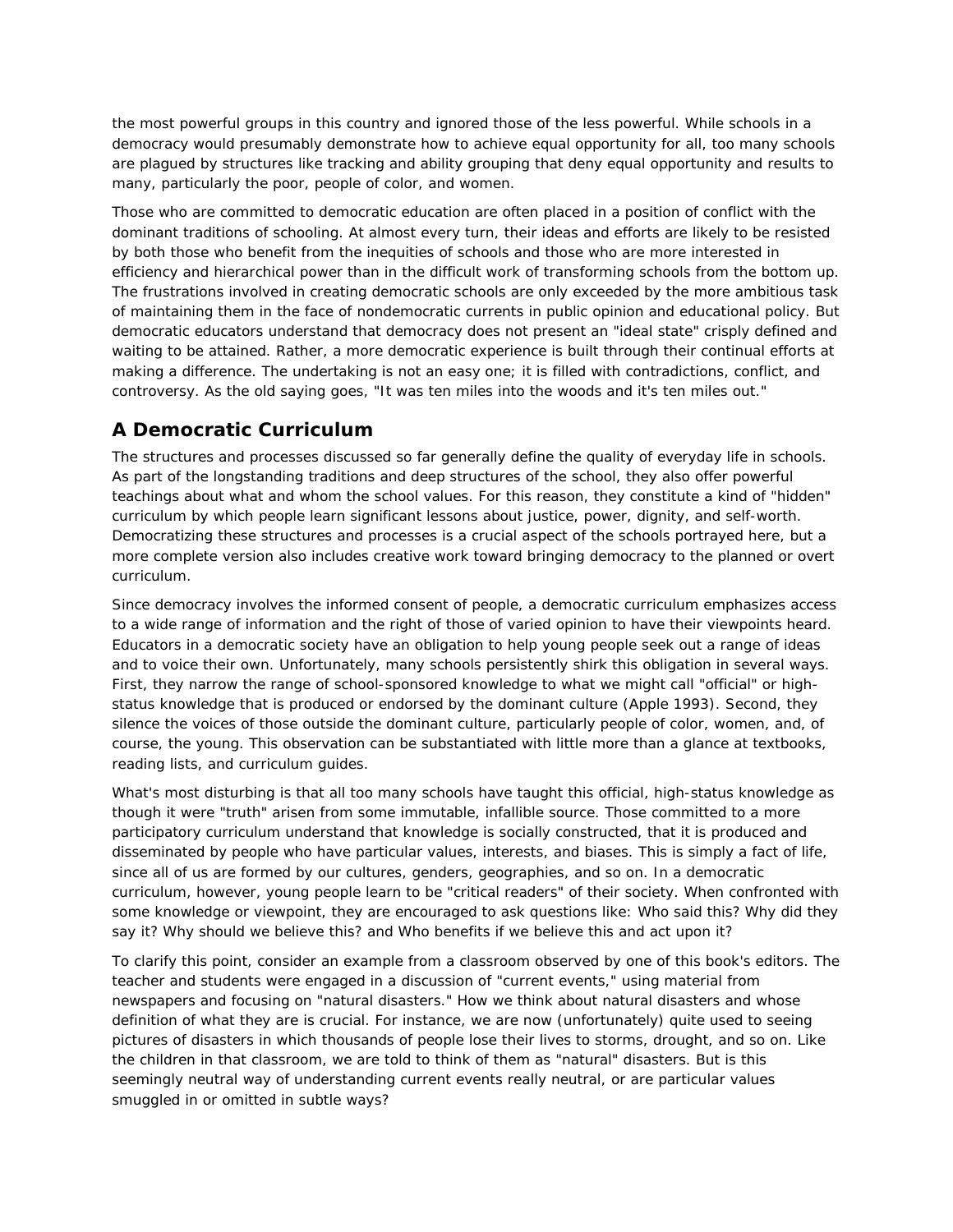the most powerful groups in this country and ignored those of the less powerful. While schools in a democracy would presumably demonstrate how to achieve equal opportunity for all, too many schools are plagued by structures like tracking and ability grouping that deny equal opportunity and results to many, particularly the poor, people of color, and women.

Those who are committed to democratic education are often placed in a position of conflict with the dominant traditions of schooling. At almost every turn, their ideas and efforts are likely to be resisted by both those who benefit from the inequities of schools and those who are more interested in efficiency and hierarchical power than in the difficult work of transforming schools from the bottom up. The frustrations involved in creating democratic schools are only exceeded by the more ambitious task of maintaining them in the face of nondemocratic currents in public opinion and educational policy. But democratic educators understand that democracy does not present an "ideal state" crisply defined and waiting to be attained. Rather, a more democratic experience is built through their continual efforts at making a difference. The undertaking is not an easy one; it is filled with contradictions, conflict, and controversy. As the old saying goes, "It was ten miles into the woods and it's ten miles out."

## A Democratic Curriculum

The structures and processes discussed so far generally define the quality of everyday life in schools. As part of the longstanding traditions and deep structures of the school, they also offer powerful teachings about what and whom the school values. For this reason, they constitute a kind of "hidden" curriculum by which people learn significant lessons about justice, power, dignity, and self-worth. Democratizing these structures and processes is a crucial aspect of the schools portrayed here, but a more complete version also includes creative work toward bringing democracy to the planned or overt curriculum.

Since democracy involves the informed consent of people, a democratic curriculum emphasizes access to a wide range of information and the right of those of varied opinion to have their viewpoints heard. Educators in a democratic society have an obligation to help young people seek out a range of ideas and to voice their own. Unfortunately, many schools persistently shirk this obligation in several ways. First, they narrow the range of school-sponsored knowledge to what we might call "official" or high-status knowledge that is produced or endorsed by the dominant culture (Apple 1993). Second, they silence the voices of those outside the dominant culture, particularly people of color, women, and, of course, the young. This observation can be substantiated with little more than a glance at textbooks, reading lists, and curriculum guides.

What's most disturbing is that all too many schools have taught this official, high-status knowledge as though it were "truth" arisen from some immutable, infallible source. Those committed to a more participatory curriculum understand that knowledge is socially constructed, that it is produced and disseminated by people who have particular values, interests, and biases. This is simply a fact of life, since all of us are formed by our cultures, genders, geographies, and so on. In a democratic curriculum, however, young people learn to be "critical readers" of their society. When confronted with some knowledge or viewpoint, they are encouraged to ask questions like: Who said this? Why did they say it? Why should we believe this? and Who benefits if we believe this and act upon it?

To clarify this point, consider an example from a classroom observed by one of this book's editors. The teacher and students were engaged in a discussion of "current events," using material from newspapers and focusing on "natural disasters." How we think about natural disasters and whose definition of what they are is crucial. For instance, we are now (unfortunately) quite used to seeing pictures of disasters in which thousands of people lose their lives to storms, drought, and so on. Like the children in that classroom, we are told to think of them as "natural" disasters. But is this seemingly neutral way of understanding current events really neutral, or are particular values smuggled in or omitted in subtle ways?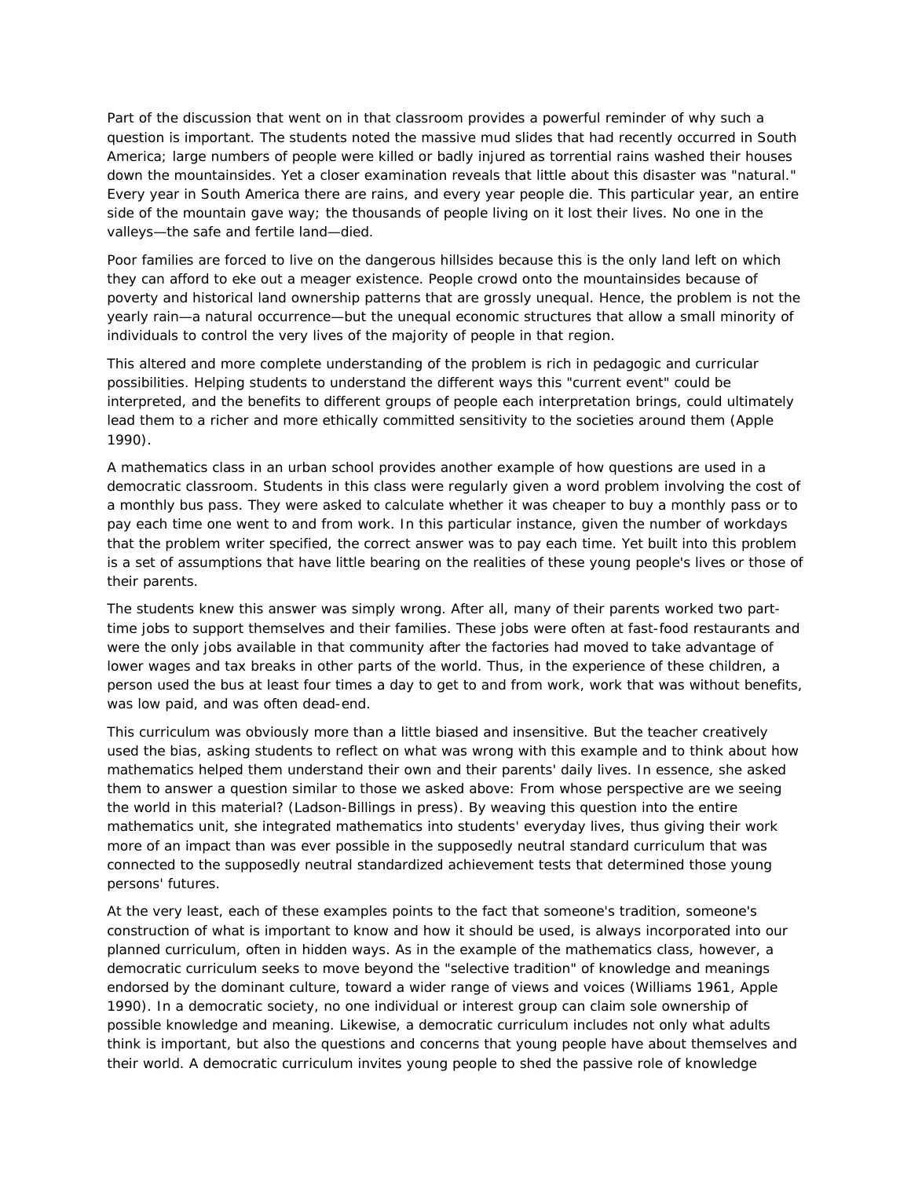Part of the discussion that went on in that classroom provides a powerful reminder of why such a question is important. The students noted the massive mud slides that had recently occurred in South America; large numbers of people were killed or badly injured as torrential rains washed their houses down the mountainsides. Yet a closer examination reveals that little about this disaster was "natural." Every year in South America there are rains, and every year people die. This particular year, an entire side of the mountain gave way; the thousands of people living on it lost their lives. No one in the valleys—the safe and fertile land—died.

Poor families are forced to live on the dangerous hillsides because this is the only land left on which they can afford to eke out a meager existence. People crowd onto the mountainsides because of poverty and historical land ownership patterns that are grossly unequal. Hence, the problem is not the yearly rain—a natural occurrence—but the unequal economic structures that allow a small minority of individuals to control the very lives of the majority of people in that region.

This altered and more complete understanding of the problem is rich in pedagogic and curricular possibilities. Helping students to understand the different ways this "current event" could be interpreted, and the benefits to different groups of people each interpretation brings, could ultimately lead them to a richer and more ethically committed sensitivity to the societies around them (Apple 1990).

A mathematics class in an urban school provides another example of how questions are used in a democratic classroom. Students in this class were regularly given a word problem involving the cost of a monthly bus pass. They were asked to calculate whether it was cheaper to buy a monthly pass or to pay each time one went to and from work. In this particular instance, given the number of workdays that the problem writer specified, the correct answer was to pay each time. Yet built into this problem is a set of assumptions that have little bearing on the realities of these young people's lives or those of their parents.

The students knew this answer was simply wrong. After all, many of their parents worked two part-time jobs to support themselves and their families. These jobs were often at fast-food restaurants and were the only jobs available in that community after the factories had moved to take advantage of lower wages and tax breaks in other parts of the world. Thus, in the experience of these children, a person used the bus at least four times a day to get to and from work, work that was without benefits, was low paid, and was often dead-end.

This curriculum was obviously more than a little biased and insensitive. But the teacher creatively used the bias, asking students to reflect on what was wrong with this example and to think about how mathematics helped them understand their own and their parents' daily lives. In essence, she asked them to answer a question similar to those we asked above: From whose perspective are we seeing the world in this material? (Ladson-Billings in press). By weaving this question into the entire mathematics unit, she integrated mathematics into students' everyday lives, thus giving their work more of an impact than was ever possible in the supposedly neutral standard curriculum that was connected to the supposedly neutral standardized achievement tests that determined those young persons' futures.

At the very least, each of these examples points to the fact that someone's tradition, someone's construction of what is important to know and how it should be used, is always incorporated into our planned curriculum, often in hidden ways. As in the example of the mathematics class, however, a democratic curriculum seeks to move beyond the "selective tradition" of knowledge and meanings endorsed by the dominant culture, toward a wider range of views and voices (Williams 1961, Apple 1990). In a democratic society, no one individual or interest group can claim sole ownership of possible knowledge and meaning. Likewise, a democratic curriculum includes not only what adults think is important, but also the questions and concerns that young people have about themselves and their world. A democratic curriculum invites young people to shed the passive role of knowledge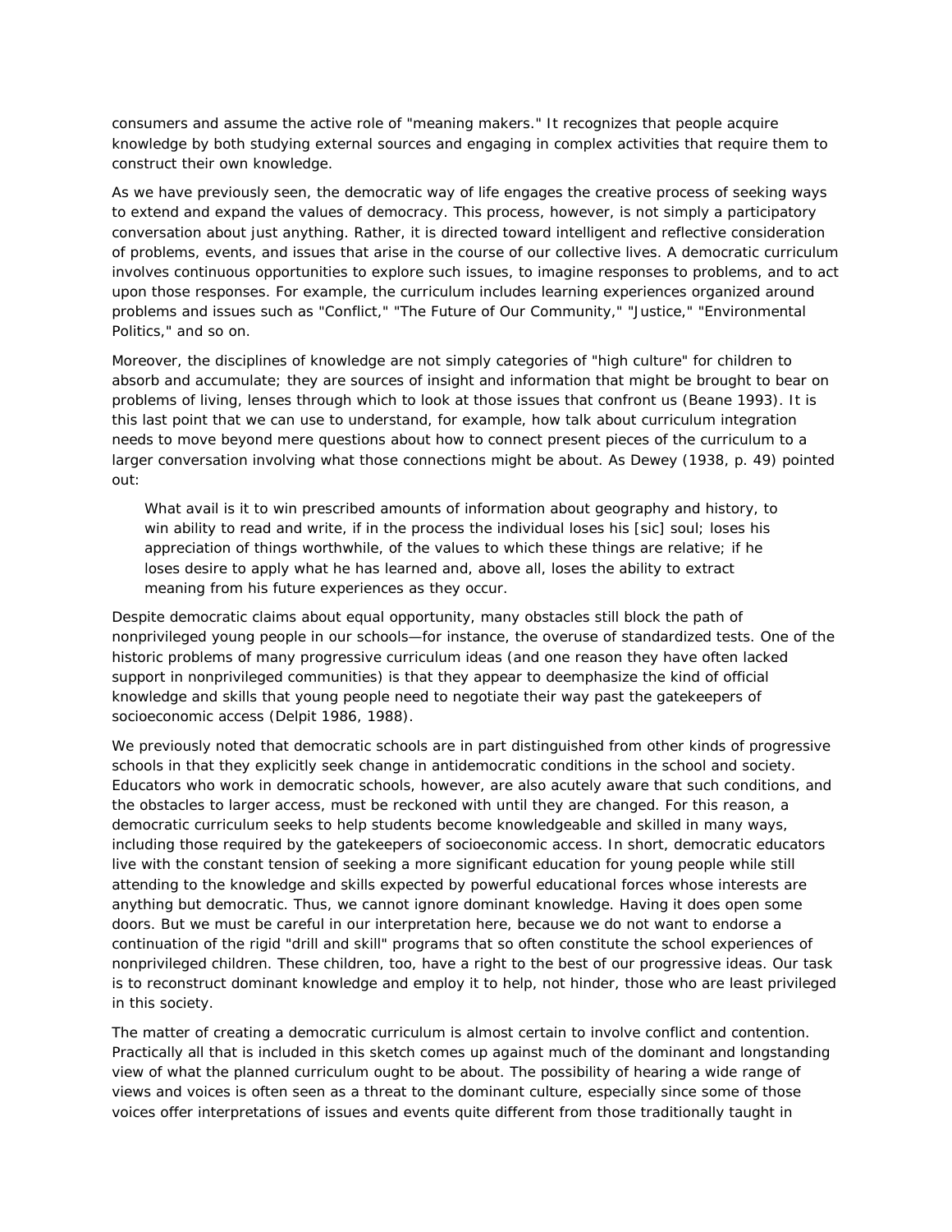consumers and assume the active role of "meaning makers." It recognizes that people acquire knowledge by both studying external sources and engaging in complex activities that require them to construct their own knowledge.

As we have previously seen, the democratic way of life engages the creative process of seeking ways to extend and expand the values of democracy. This process, however, is not simply a participatory conversation about just anything. Rather, it is directed toward intelligent and reflective consideration of problems, events, and issues that arise in the course of our collective lives. A democratic curriculum involves continuous opportunities to explore such issues, to imagine responses to problems, and to act upon those responses. For example, the curriculum includes learning experiences organized around problems and issues such as "Conflict," "The Future of Our Community," "Justice," "Environmental Politics," and so on.

Moreover, the disciplines of knowledge are not simply categories of "high culture" for children to absorb and accumulate; they are sources of insight and information that might be brought to bear on problems of living, lenses through which to look at those issues that confront us (Beane 1993). It is this last point that we can use to understand, for example, how talk about curriculum integration needs to move beyond mere questions about how to connect present pieces of the curriculum to a larger conversation involving what those connections might be about. As Dewey (1938, p. 49) pointed out:

> What avail is it to win prescribed amounts of information about geography and history, to win ability to read and write, if in the process the individual loses his [sic] soul; loses his appreciation of things worthwhile, of the values to which these things are relative; if he loses desire to apply what he has learned and, above all, loses the ability to extract meaning from his future experiences as they occur.

Despite democratic claims about equal opportunity, many obstacles still block the path of nonprivileged young people in our schools—for instance, the overuse of standardized tests. One of the historic problems of many progressive curriculum ideas (and one reason they have often lacked support in nonprivileged communities) is that they appear to deemphasize the kind of official knowledge and skills that young people need to negotiate their way past the gatekeepers of socioeconomic access (Delpit 1986, 1988).

We previously noted that democratic schools are in part distinguished from other kinds of progressive schools in that they explicitly seek change in antidemocratic conditions in the school and society. Educators who work in democratic schools, however, are also acutely aware that such conditions, and the obstacles to larger access, must be reckoned with until they are changed. For this reason, a democratic curriculum seeks to help students become knowledgeable and skilled in many ways, including those required by the gatekeepers of socioeconomic access. In short, democratic educators live with the constant tension of seeking a more significant education for young people while still attending to the knowledge and skills expected by powerful educational forces whose interests are anything but democratic. Thus, we cannot ignore dominant knowledge. Having it does open some doors. But we must be careful in our interpretation here, because we do not want to endorse a continuation of the rigid "drill and skill" programs that so often constitute the school experiences of nonprivileged children. These children, too, have a right to the best of our progressive ideas. Our task is to reconstruct dominant knowledge and employ it to help, not hinder, those who are least privileged in this society.

The matter of creating a democratic curriculum is almost certain to involve conflict and contention. Practically all that is included in this sketch comes up against much of the dominant and longstanding view of what the planned curriculum ought to be about. The possibility of hearing a wide range of views and voices is often seen as a threat to the dominant culture, especially since some of those voices offer interpretations of issues and events quite different from those traditionally taught in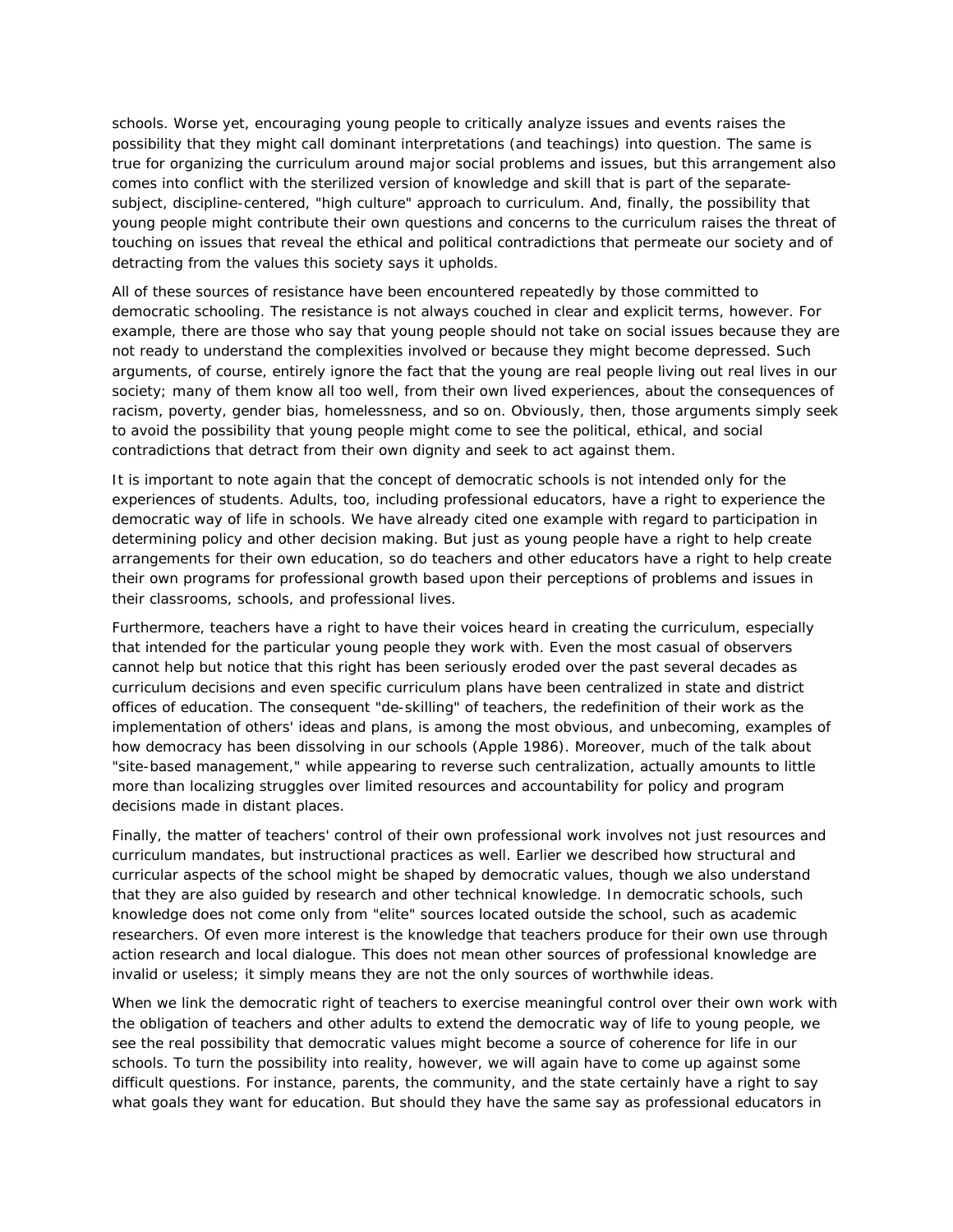schools. Worse yet, encouraging young people to critically analyze issues and events raises the possibility that they might call dominant interpretations (and teachings) into question. The same is true for organizing the curriculum around major social problems and issues, but this arrangement also comes into conflict with the sterilized version of knowledge and skill that is part of the separate-subject, discipline-centered, "high culture" approach to curriculum. And, finally, the possibility that young people might contribute their own questions and concerns to the curriculum raises the threat of touching on issues that reveal the ethical and political contradictions that permeate our society and of detracting from the values this society says it upholds.

All of these sources of resistance have been encountered repeatedly by those committed to democratic schooling. The resistance is not always couched in clear and explicit terms, however. For example, there are those who say that young people should not take on social issues because they are not ready to understand the complexities involved or because they might become depressed. Such arguments, of course, entirely ignore the fact that the young are real people living out real lives in our society; many of them know all too well, from their own lived experiences, about the consequences of racism, poverty, gender bias, homelessness, and so on. Obviously, then, those arguments simply seek to avoid the possibility that young people might come to see the political, ethical, and social contradictions that detract from their own dignity and seek to act against them.

It is important to note again that the concept of democratic schools is not intended only for the experiences of students. Adults, too, including professional educators, have a right to experience the democratic way of life in schools. We have already cited one example with regard to participation in determining policy and other decision making. But just as young people have a right to help create arrangements for their own education, so do teachers and other educators have a right to help create their own programs for professional growth based upon their perceptions of problems and issues in their classrooms, schools, and professional lives.

Furthermore, teachers have a right to have their voices heard in creating the curriculum, especially that intended for the particular young people they work with. Even the most casual of observers cannot help but notice that this right has been seriously eroded over the past several decades as curriculum decisions and even specific curriculum plans have been centralized in state and district offices of education. The consequent "de-skilling" of teachers, the redefinition of their work as the implementation of others' ideas and plans, is among the most obvious, and unbecoming, examples of how democracy has been dissolving in our schools (Apple 1986). Moreover, much of the talk about "site-based management," while appearing to reverse such centralization, actually amounts to little more than localizing struggles over limited resources and accountability for policy and program decisions made in distant places.

Finally, the matter of teachers' control of their own professional work involves not just resources and curriculum mandates, but instructional practices as well. Earlier we described how structural and curricular aspects of the school might be shaped by democratic values, though we also understand that they are also guided by research and other technical knowledge. In democratic schools, such knowledge does not come only from "elite" sources located outside the school, such as academic researchers. Of even more interest is the knowledge that teachers produce for their own use through action research and local dialogue. This does not mean other sources of professional knowledge are invalid or useless; it simply means they are not the only sources of worthwhile ideas.

When we link the democratic right of teachers to exercise meaningful control over their own work with the obligation of teachers and other adults to extend the democratic way of life to young people, we see the real possibility that democratic values might become a source of coherence for life in our schools. To turn the possibility into reality, however, we will again have to come up against some difficult questions. For instance, parents, the community, and the state certainly have a right to say what goals they want for education. But should they have the same say as professional educators in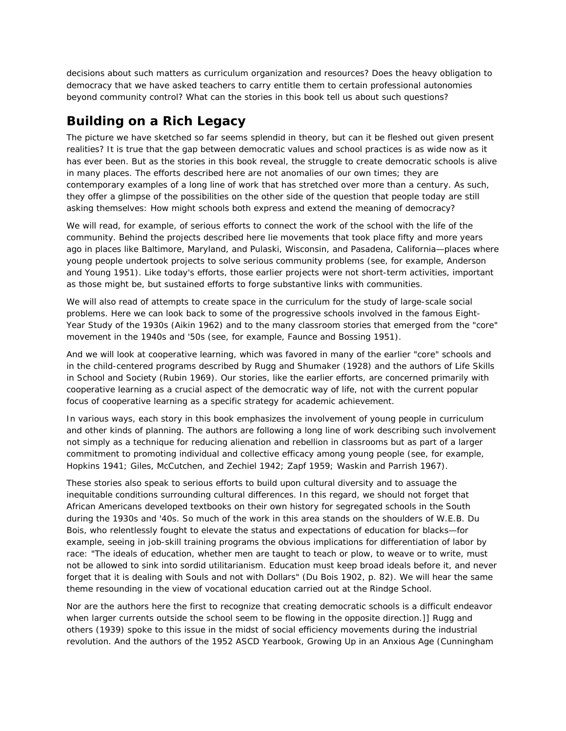decisions about such matters as curriculum organization and resources? Does the heavy obligation to democracy that we have asked teachers to carry entitle them to certain professional autonomies beyond community control? What can the stories in this book tell us about such questions?

## Building on a Rich Legacy

The picture we have sketched so far seems splendid in theory, but can it be fleshed out given present realities? It is true that the gap between democratic values and school practices is as wide now as it has ever been. But as the stories in this book reveal, the struggle to create democratic schools is alive in many places. The efforts described here are not anomalies of our own times; they are contemporary examples of a long line of work that has stretched over more than a century. As such, they offer a glimpse of the possibilities on the other side of the question that people today are still asking themselves: How might schools both express and extend the meaning of democracy?

We will read, for example, of serious efforts to connect the work of the school with the life of the community. Behind the projects described here lie movements that took place fifty and more years ago in places like Baltimore, Maryland, and Pulaski, Wisconsin, and Pasadena, California—places where young people undertook projects to solve serious community problems (see, for example, Anderson and Young 1951). Like today's efforts, those earlier projects were not short-term activities, important as those might be, but sustained efforts to forge substantive links with communities.

We will also read of attempts to create space in the curriculum for the study of large-scale social problems. Here we can look back to some of the progressive schools involved in the famous Eight-Year Study of the 1930s (Aikin 1962) and to the many classroom stories that emerged from the "core" movement in the 1940s and '50s (see, for example, Faunce and Bossing 1951).

And we will look at cooperative learning, which was favored in many of the earlier "core" schools and in the child-centered programs described by Rugg and Shumaker (1928) and the authors of Life Skills in School and Society (Rubin 1969). Our stories, like the earlier efforts, are concerned primarily with cooperative learning as a crucial aspect of the democratic way of life, not with the current popular focus of cooperative learning as a specific strategy for academic achievement.

In various ways, each story in this book emphasizes the involvement of young people in curriculum and other kinds of planning. The authors are following a long line of work describing such involvement not simply as a technique for reducing alienation and rebellion in classrooms but as part of a larger commitment to promoting individual and collective efficacy among young people (see, for example, Hopkins 1941; Giles, McCutchen, and Zechiel 1942; Zapf 1959; Waskin and Parrish 1967).

These stories also speak to serious efforts to build upon cultural diversity and to assuage the inequitable conditions surrounding cultural differences. In this regard, we should not forget that African Americans developed textbooks on their own history for segregated schools in the South during the 1930s and '40s. So much of the work in this area stands on the shoulders of W.E.B. Du Bois, who relentlessly fought to elevate the status and expectations of education for blacks—for example, seeing in job-skill training programs the obvious implications for differentiation of labor by race: "The ideals of education, whether men are taught to teach or plow, to weave or to write, must not be allowed to sink into sordid utilitarianism. Education must keep broad ideals before it, and never forget that it is dealing with Souls and not with Dollars" (Du Bois 1902, p. 82). We will hear the same theme resounding in the view of vocational education carried out at the Rindge School.

Nor are the authors here the first to recognize that creating democratic schools is a difficult endeavor when larger currents outside the school seem to be flowing in the opposite direction.]] Rugg and others (1939) spoke to this issue in the midst of social efficiency movements during the industrial revolution. And the authors of the 1952 ASCD Yearbook, Growing Up in an Anxious Age (Cunningham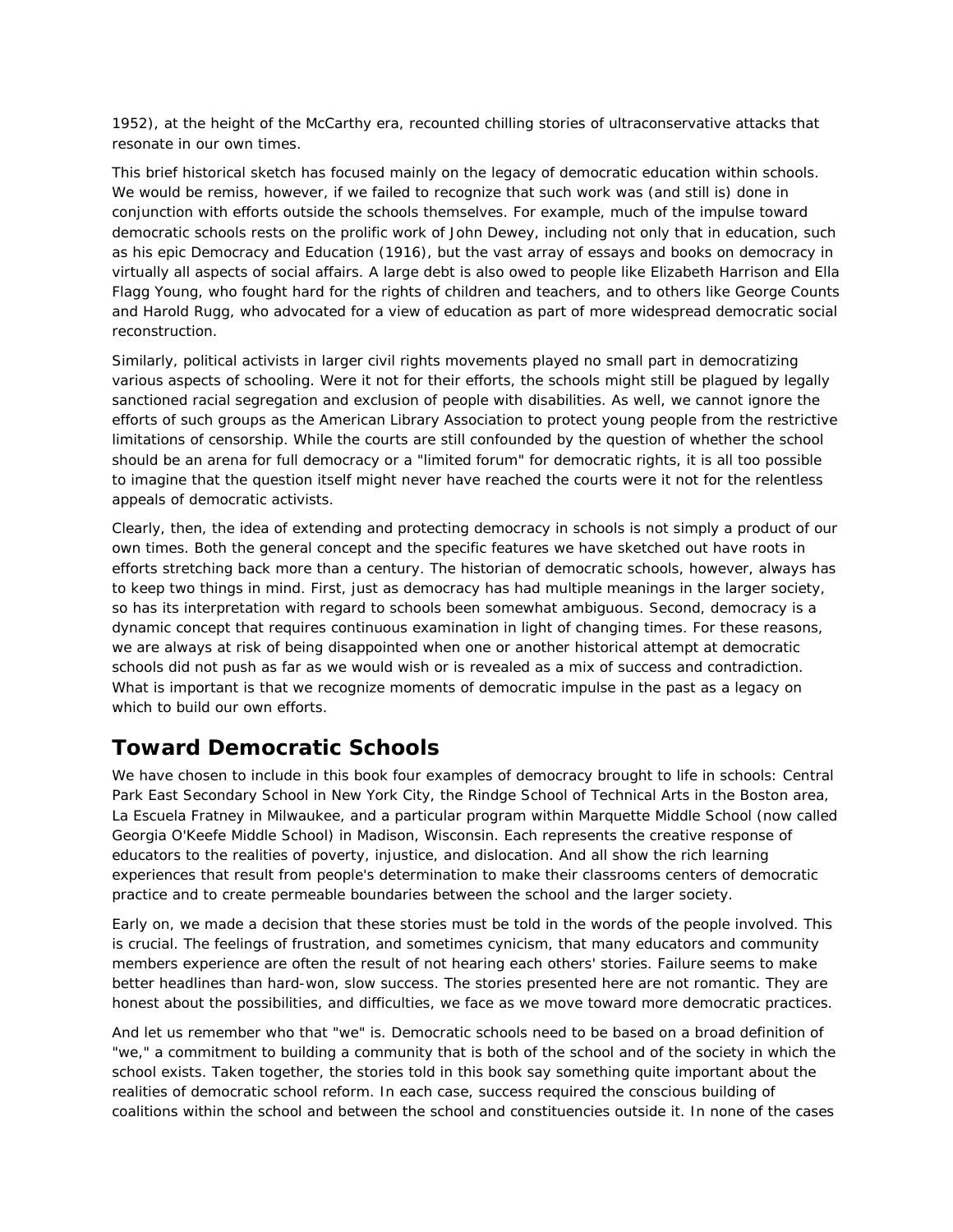1952), at the height of the McCarthy era, recounted chilling stories of ultraconservative attacks that resonate in our own times.

This brief historical sketch has focused mainly on the legacy of democratic education within schools. We would be remiss, however, if we failed to recognize that such work was (and still is) done in conjunction with efforts outside the schools themselves. For example, much of the impulse toward democratic schools rests on the prolific work of John Dewey, including not only that in education, such as his epic Democracy and Education (1916), but the vast array of essays and books on democracy in virtually all aspects of social affairs. A large debt is also owed to people like Elizabeth Harrison and Ella Flagg Young, who fought hard for the rights of children and teachers, and to others like George Counts and Harold Rugg, who advocated for a view of education as part of more widespread democratic social reconstruction.

Similarly, political activists in larger civil rights movements played no small part in democratizing various aspects of schooling. Were it not for their efforts, the schools might still be plagued by legally sanctioned racial segregation and exclusion of people with disabilities. As well, we cannot ignore the efforts of such groups as the American Library Association to protect young people from the restrictive limitations of censorship. While the courts are still confounded by the question of whether the school should be an arena for full democracy or a "limited forum" for democratic rights, it is all too possible to imagine that the question itself might never have reached the courts were it not for the relentless appeals of democratic activists.

Clearly, then, the idea of extending and protecting democracy in schools is not simply a product of our own times. Both the general concept and the specific features we have sketched out have roots in efforts stretching back more than a century. The historian of democratic schools, however, always has to keep two things in mind. First, just as democracy has had multiple meanings in the larger society, so has its interpretation with regard to schools been somewhat ambiguous. Second, democracy is a dynamic concept that requires continuous examination in light of changing times. For these reasons, we are always at risk of being disappointed when one or another historical attempt at democratic schools did not push as far as we would wish or is revealed as a mix of success and contradiction. What is important is that we recognize moments of democratic impulse in the past as a legacy on which to build our own efforts.

## Toward Democratic Schools

We have chosen to include in this book four examples of democracy brought to life in schools: Central Park East Secondary School in New York City, the Rindge School of Technical Arts in the Boston area, La Escuela Fratney in Milwaukee, and a particular program within Marquette Middle School (now called Georgia O'Keefe Middle School) in Madison, Wisconsin. Each represents the creative response of educators to the realities of poverty, injustice, and dislocation. And all show the rich learning experiences that result from people's determination to make their classrooms centers of democratic practice and to create permeable boundaries between the school and the larger society.

Early on, we made a decision that these stories must be told in the words of the people involved. This is crucial. The feelings of frustration, and sometimes cynicism, that many educators and community members experience are often the result of not hearing each others' stories. Failure seems to make better headlines than hard-won, slow success. The stories presented here are not romantic. They are honest about the possibilities, and difficulties, we face as we move toward more democratic practices.

And let us remember who that "we" is. Democratic schools need to be based on a broad definition of "we," a commitment to building a community that is both of the school and of the society in which the school exists. Taken together, the stories told in this book say something quite important about the realities of democratic school reform. In each case, success required the conscious building of coalitions within the school and between the school and constituencies outside it. In none of the cases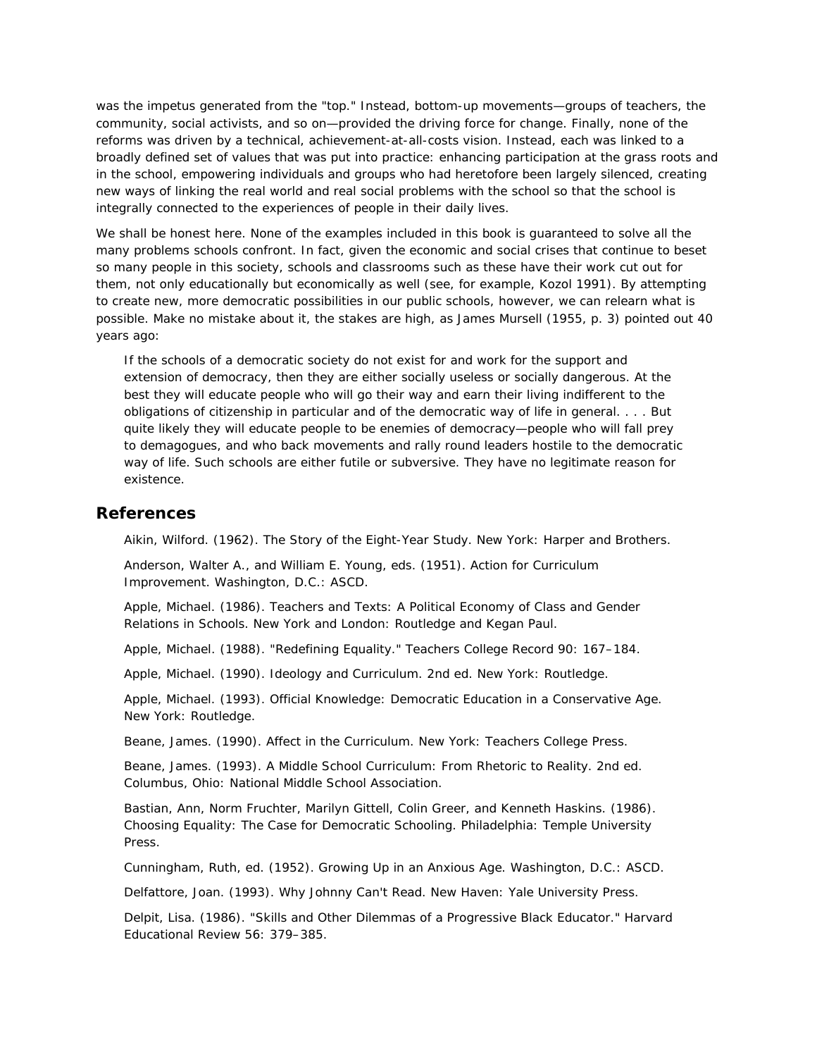was the impetus generated from the "top." Instead, bottom-up movements—groups of teachers, the community, social activists, and so on—provided the driving force for change. Finally, none of the reforms was driven by a technical, achievement-at-all-costs vision. Instead, each was linked to a broadly defined set of values that was put into practice: enhancing participation at the grass roots and in the school, empowering individuals and groups who had heretofore been largely silenced, creating new ways of linking the real world and real social problems with the school so that the school is integrally connected to the experiences of people in their daily lives.

We shall be honest here. None of the examples included in this book is guaranteed to solve all the many problems schools confront. In fact, given the economic and social crises that continue to beset so many people in this society, schools and classrooms such as these have their work cut out for them, not only educationally but economically as well (see, for example, Kozol 1991). By attempting to create new, more democratic possibilities in our public schools, however, we can relearn what is possible. Make no mistake about it, the stakes are high, as James Mursell (1955, p. 3) pointed out 40 years ago:

> If the schools of a democratic society do not exist for and work for the support and extension of democracy, then they are either socially useless or socially dangerous. At the best they will educate people who will go their way and earn their living indifferent to the obligations of citizenship in particular and of the democratic way of life in general. . . . But quite likely they will educate people to be enemies of democracy—people who will fall prey to demagogues, and who back movements and rally round leaders hostile to the democratic way of life. Such schools are either futile or subversive. They have no legitimate reason for existence.

## References

Aikin, Wilford. (1962). The Story of the Eight-Year Study. New York: Harper and Brothers.

Anderson, Walter A., and William E. Young, eds. (1951). Action for Curriculum Improvement. Washington, D.C.: ASCD.

Apple, Michael. (1986). Teachers and Texts: A Political Economy of Class and Gender Relations in Schools. New York and London: Routledge and Kegan Paul.

Apple, Michael. (1988). "Redefining Equality." Teachers College Record 90: 167–184.

Apple, Michael. (1990). Ideology and Curriculum. 2nd ed. New York: Routledge.

Apple, Michael. (1993). Official Knowledge: Democratic Education in a Conservative Age. New York: Routledge.

Beane, James. (1990). Affect in the Curriculum. New York: Teachers College Press.

Beane, James. (1993). A Middle School Curriculum: From Rhetoric to Reality. 2nd ed. Columbus, Ohio: National Middle School Association.

Bastian, Ann, Norm Fruchter, Marilyn Gittell, Colin Greer, and Kenneth Haskins. (1986). Choosing Equality: The Case for Democratic Schooling. Philadelphia: Temple University Press.

Cunningham, Ruth, ed. (1952). Growing Up in an Anxious Age. Washington, D.C.: ASCD.

Delfattore, Joan. (1993). Why Johnny Can't Read. New Haven: Yale University Press.

Delpit, Lisa. (1986). "Skills and Other Dilemmas of a Progressive Black Educator." Harvard Educational Review 56: 379–385.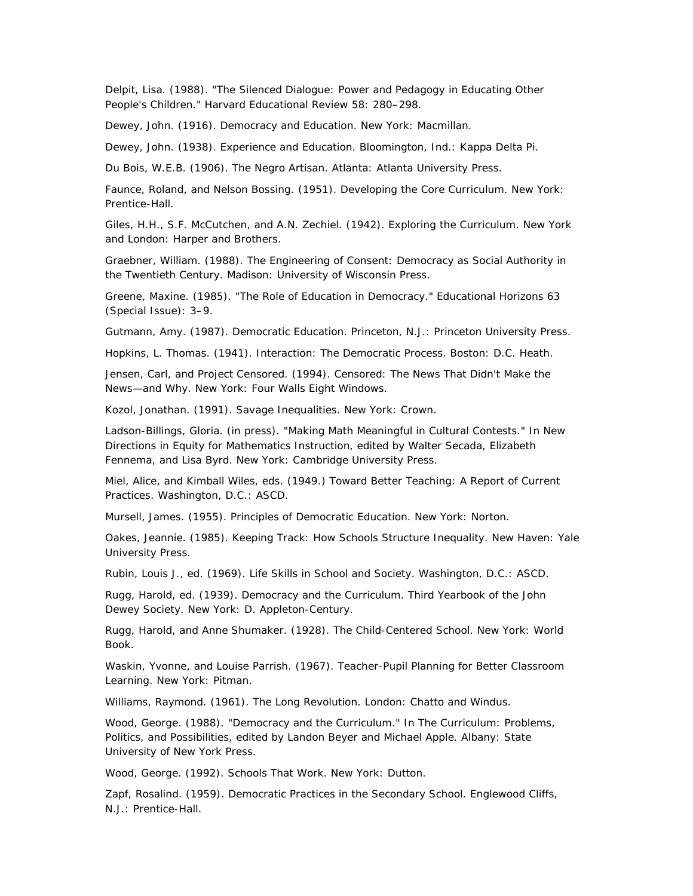Delpit, Lisa. (1988). "The Silenced Dialogue: Power and Pedagogy in Educating Other People's Children." Harvard Educational Review 58: 280–298.

Dewey, John. (1916). Democracy and Education. New York: Macmillan.

Dewey, John. (1938). Experience and Education. Bloomington, Ind.: Kappa Delta Pi.

Du Bois, W.E.B. (1906). The Negro Artisan. Atlanta: Atlanta University Press.

Faunce, Roland, and Nelson Bossing. (1951). Developing the Core Curriculum. New York: Prentice-Hall.

Giles, H.H., S.F. McCutchen, and A.N. Zechiel. (1942). Exploring the Curriculum. New York and London: Harper and Brothers.

Graebner, William. (1988). The Engineering of Consent: Democracy as Social Authority in the Twentieth Century. Madison: University of Wisconsin Press.

Greene, Maxine. (1985). "The Role of Education in Democracy." Educational Horizons 63 (Special Issue): 3–9.

Gutmann, Amy. (1987). Democratic Education. Princeton, N.J.: Princeton University Press.

Hopkins, L. Thomas. (1941). Interaction: The Democratic Process. Boston: D.C. Heath.

Jensen, Carl, and Project Censored. (1994). Censored: The News That Didn't Make the News—and Why. New York: Four Walls Eight Windows.

Kozol, Jonathan. (1991). Savage Inequalities. New York: Crown.

Ladson-Billings, Gloria. (in press). "Making Math Meaningful in Cultural Contests." In New Directions in Equity for Mathematics Instruction, edited by Walter Secada, Elizabeth Fennema, and Lisa Byrd. New York: Cambridge University Press.

Miel, Alice, and Kimball Wiles, eds. (1949.) Toward Better Teaching: A Report of Current Practices. Washington, D.C.: ASCD.

Mursell, James. (1955). Principles of Democratic Education. New York: Norton.

Oakes, Jeannie. (1985). Keeping Track: How Schools Structure Inequality. New Haven: Yale University Press.

Rubin, Louis J., ed. (1969). Life Skills in School and Society. Washington, D.C.: ASCD.

Rugg, Harold, ed. (1939). Democracy and the Curriculum. Third Yearbook of the John Dewey Society. New York: D. Appleton-Century.

Rugg, Harold, and Anne Shumaker. (1928). The Child-Centered School. New York: World Book.

Waskin, Yvonne, and Louise Parrish. (1967). Teacher-Pupil Planning for Better Classroom Learning. New York: Pitman.

Williams, Raymond. (1961). The Long Revolution. London: Chatto and Windus.

Wood, George. (1988). "Democracy and the Curriculum." In The Curriculum: Problems, Politics, and Possibilities, edited by Landon Beyer and Michael Apple. Albany: State University of New York Press.

Wood, George. (1992). Schools That Work. New York: Dutton.

Zapf, Rosalind. (1959). Democratic Practices in the Secondary School. Englewood Cliffs, N.J.: Prentice-Hall.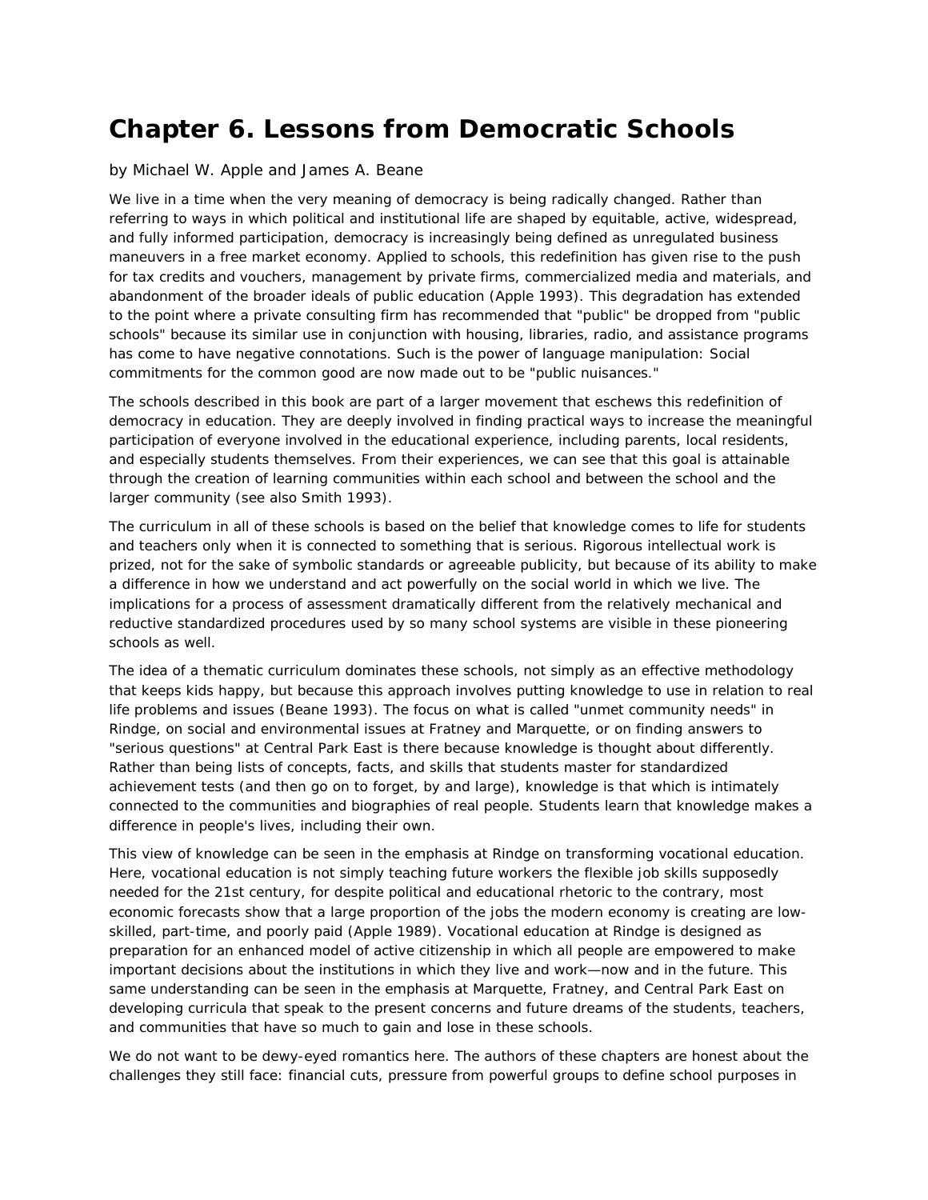# Chapter 6. Lessons from Democratic Schools

by Michael W. Apple and James A. Beane

We live in a time when the very meaning of democracy is being radically changed. Rather than referring to ways in which political and institutional life are shaped by equitable, active, widespread, and fully informed participation, democracy is increasingly being defined as unregulated business maneuvers in a free market economy. Applied to schools, this redefinition has given rise to the push for tax credits and vouchers, management by private firms, commercialized media and materials, and abandonment of the broader ideals of public education (Apple 1993). This degradation has extended to the point where a private consulting firm has recommended that "public" be dropped from "public schools" because its similar use in conjunction with housing, libraries, radio, and assistance programs has come to have negative connotations. Such is the power of language manipulation: Social commitments for the common good are now made out to be "public nuisances."

The schools described in this book are part of a larger movement that eschews this redefinition of democracy in education. They are deeply involved in finding practical ways to increase the meaningful participation of everyone involved in the educational experience, including parents, local residents, and especially students themselves. From their experiences, we can see that this goal is attainable through the creation of learning communities within each school and between the school and the larger community (see also Smith 1993).

The curriculum in all of these schools is based on the belief that knowledge comes to life for students and teachers only when it is connected to something that is serious. Rigorous intellectual work is prized, not for the sake of symbolic standards or agreeable publicity, but because of its ability to make a difference in how we understand and act powerfully on the social world in which we live. The implications for a process of assessment dramatically different from the relatively mechanical and reductive standardized procedures used by so many school systems are visible in these pioneering schools as well.

The idea of a thematic curriculum dominates these schools, not simply as an effective methodology that keeps kids happy, but because this approach involves putting knowledge to use in relation to real life problems and issues (Beane 1993). The focus on what is called "unmet community needs" in Rindge, on social and environmental issues at Fratney and Marquette, or on finding answers to "serious questions" at Central Park East is there because knowledge is thought about differently. Rather than being lists of concepts, facts, and skills that students master for standardized achievement tests (and then go on to forget, by and large), knowledge is that which is intimately connected to the communities and biographies of real people. Students learn that knowledge makes a difference in people's lives, including their own.

This view of knowledge can be seen in the emphasis at Rindge on transforming vocational education. Here, vocational education is not simply teaching future workers the flexible job skills supposedly needed for the 21st century, for despite political and educational rhetoric to the contrary, most economic forecasts show that a large proportion of the jobs the modern economy is creating are low-skilled, part-time, and poorly paid (Apple 1989). Vocational education at Rindge is designed as preparation for an enhanced model of active citizenship in which all people are empowered to make important decisions about the institutions in which they live and work—now and in the future. This same understanding can be seen in the emphasis at Marquette, Fratney, and Central Park East on developing curricula that speak to the present concerns and future dreams of the students, teachers, and communities that have so much to gain and lose in these schools.

We do not want to be dewy-eyed romantics here. The authors of these chapters are honest about the challenges they still face: financial cuts, pressure from powerful groups to define school purposes in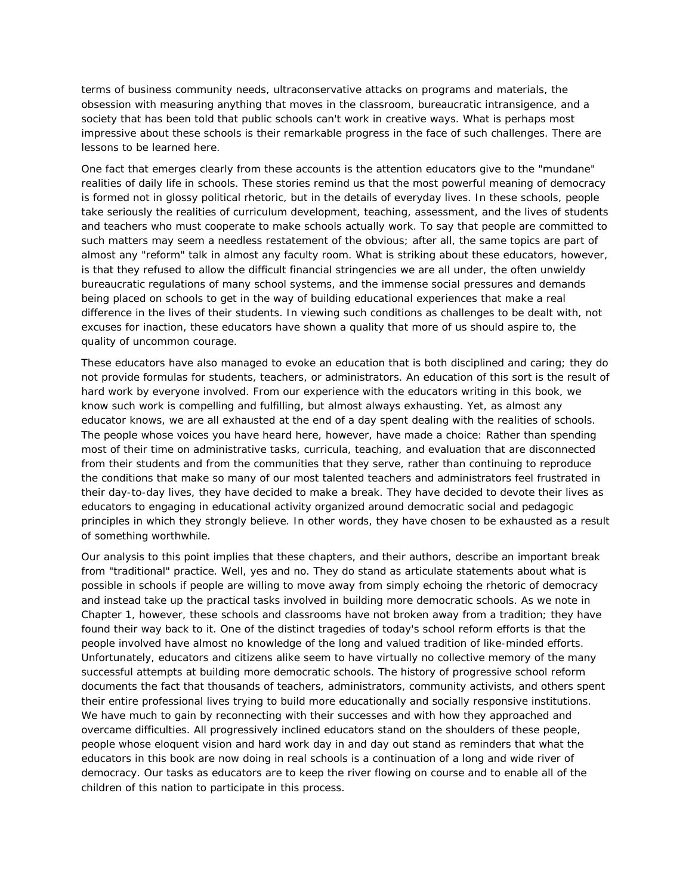terms of business community needs, ultraconservative attacks on programs and materials, the obsession with measuring anything that moves in the classroom, bureaucratic intransigence, and a society that has been told that public schools can't work in creative ways. What is perhaps most impressive about these schools is their remarkable progress in the face of such challenges. There are lessons to be learned here.

One fact that emerges clearly from these accounts is the attention educators give to the "mundane" realities of daily life in schools. These stories remind us that the most powerful meaning of democracy is formed not in glossy political rhetoric, but in the details of everyday lives. In these schools, people take seriously the realities of curriculum development, teaching, assessment, and the lives of students and teachers who must cooperate to make schools actually work. To say that people are committed to such matters may seem a needless restatement of the obvious; after all, the same topics are part of almost any "reform" talk in almost any faculty room. What is striking about these educators, however, is that they refused to allow the difficult financial stringencies we are all under, the often unwieldy bureaucratic regulations of many school systems, and the immense social pressures and demands being placed on schools to get in the way of building educational experiences that make a real difference in the lives of their students. In viewing such conditions as challenges to be dealt with, not excuses for inaction, these educators have shown a quality that more of us should aspire to, the quality of uncommon courage.

These educators have also managed to evoke an education that is both disciplined and caring; they do not provide formulas for students, teachers, or administrators. An education of this sort is the result of hard work by everyone involved. From our experience with the educators writing in this book, we know such work is compelling and fulfilling, but almost always exhausting. Yet, as almost any educator knows, we are all exhausted at the end of a day spent dealing with the realities of schools. The people whose voices you have heard here, however, have made a choice: Rather than spending most of their time on administrative tasks, curricula, teaching, and evaluation that are disconnected from their students and from the communities that they serve, rather than continuing to reproduce the conditions that make so many of our most talented teachers and administrators feel frustrated in their day-to-day lives, they have decided to make a break. They have decided to devote their lives as educators to engaging in educational activity organized around democratic social and pedagogic principles in which they strongly believe. In other words, they have chosen to be exhausted as a result of something worthwhile.

Our analysis to this point implies that these chapters, and their authors, describe an important break from "traditional" practice. Well, yes and no. They do stand as articulate statements about what is possible in schools if people are willing to move away from simply echoing the rhetoric of democracy and instead take up the practical tasks involved in building more democratic schools. As we note in Chapter 1, however, these schools and classrooms have not broken away from a tradition; they have found their way back to it. One of the distinct tragedies of today's school reform efforts is that the people involved have almost no knowledge of the long and valued tradition of like-minded efforts. Unfortunately, educators and citizens alike seem to have virtually no collective memory of the many successful attempts at building more democratic schools. The history of progressive school reform documents the fact that thousands of teachers, administrators, community activists, and others spent their entire professional lives trying to build more educationally and socially responsive institutions. We have much to gain by reconnecting with their successes and with how they approached and overcame difficulties. All progressively inclined educators stand on the shoulders of these people, people whose eloquent vision and hard work day in and day out stand as reminders that what the educators in this book are now doing in real schools is a continuation of a long and wide river of democracy. Our tasks as educators are to keep the river flowing on course and to enable all of the children of this nation to participate in this process.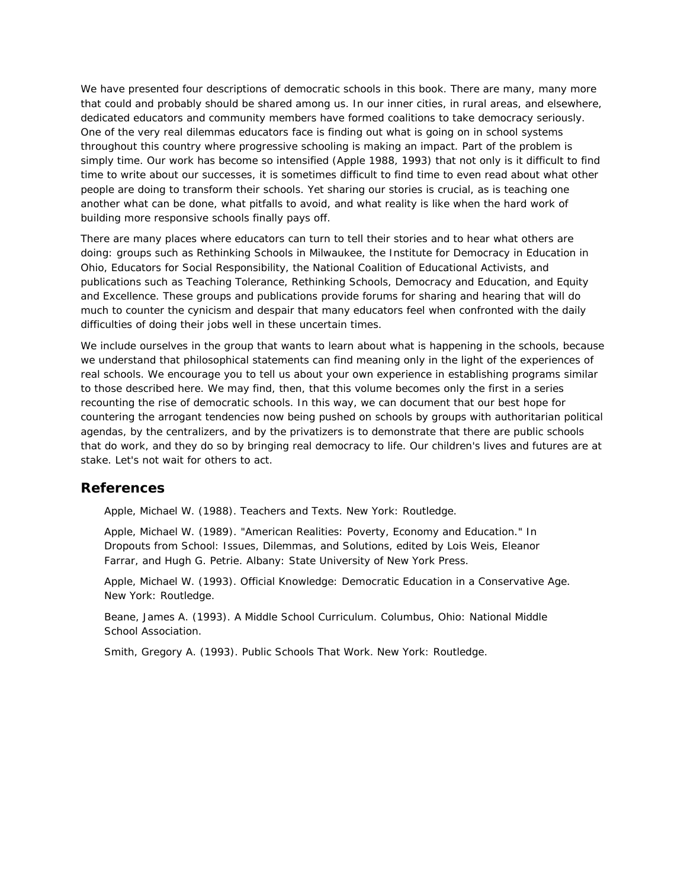We have presented four descriptions of democratic schools in this book. There are many, many more that could and probably should be shared among us. In our inner cities, in rural areas, and elsewhere, dedicated educators and community members have formed coalitions to take democracy seriously. One of the very real dilemmas educators face is finding out what is going on in school systems throughout this country where progressive schooling is making an impact. Part of the problem is simply time. Our work has become so intensified (Apple 1988, 1993) that not only is it difficult to find time to write about our successes, it is sometimes difficult to find time to even read about what other people are doing to transform their schools. Yet sharing our stories is crucial, as is teaching one another what can be done, what pitfalls to avoid, and what reality is like when the hard work of building more responsive schools finally pays off.

There are many places where educators can turn to tell their stories and to hear what others are doing: groups such as Rethinking Schools in Milwaukee, the Institute for Democracy in Education in Ohio, Educators for Social Responsibility, the National Coalition of Educational Activists, and publications such as Teaching Tolerance, Rethinking Schools, Democracy and Education, and Equity and Excellence. These groups and publications provide forums for sharing and hearing that will do much to counter the cynicism and despair that many educators feel when confronted with the daily difficulties of doing their jobs well in these uncertain times.

We include ourselves in the group that wants to learn about what is happening in the schools, because we understand that philosophical statements can find meaning only in the light of the experiences of real schools. We encourage you to tell us about your own experience in establishing programs similar to those described here. We may find, then, that this volume becomes only the first in a series recounting the rise of democratic schools. In this way, we can document that our best hope for countering the arrogant tendencies now being pushed on schools by groups with authoritarian political agendas, by the centralizers, and by the privatizers is to demonstrate that there are public schools that do work, and they do so by bringing real democracy to life. Our children's lives and futures are at stake. Let's not wait for others to act.

## References

Apple, Michael W. (1988). Teachers and Texts. New York: Routledge.

Apple, Michael W. (1989). "American Realities: Poverty, Economy and Education." In Dropouts from School: Issues, Dilemmas, and Solutions, edited by Lois Weis, Eleanor Farrar, and Hugh G. Petrie. Albany: State University of New York Press.

Apple, Michael W. (1993). Official Knowledge: Democratic Education in a Conservative Age. New York: Routledge.

Beane, James A. (1993). A Middle School Curriculum. Columbus, Ohio: National Middle School Association.

Smith, Gregory A. (1993). Public Schools That Work. New York: Routledge.